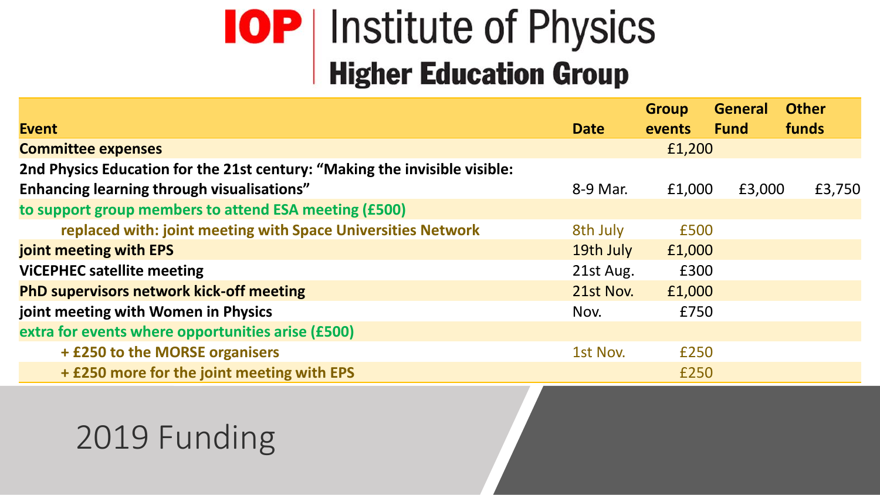# IOP | Institute of Physics

## Higher Education Group

| Event | Date | Group events | General Fund | Other funds |
|---|---|---|---|---|
| **Committee expenses** | | £1,200 | | |
| **2nd Physics Education for the 21st century: "Making the invisible visible: Enhancing learning through visualisations"** | 8-9 Mar. | £1,000 | £3,000 | £3,750 |
| **to support group members to attend ESA meeting (£500)** | | | | |
| **replaced with: joint meeting with Space Universities Network** | 8th July | £500 | | |
| **joint meeting with EPS** | 19th July | £1,000 | | |
| **ViCEPHEC satellite meeting** | 21st Aug. | £300 | | |
| **PhD supervisors network kick-off meeting** | 21st Nov. | £1,000 | | |
| **joint meeting with Women in Physics** | Nov. | £750 | | |
| **extra for events where opportunities arise (£500)** | | | | |
| **+ £250 to the MORSE organisers** | 1st Nov. | £250 | | |
| **+ £250 more for the joint meeting with EPS** | | £250 | | |

# 2019 Funding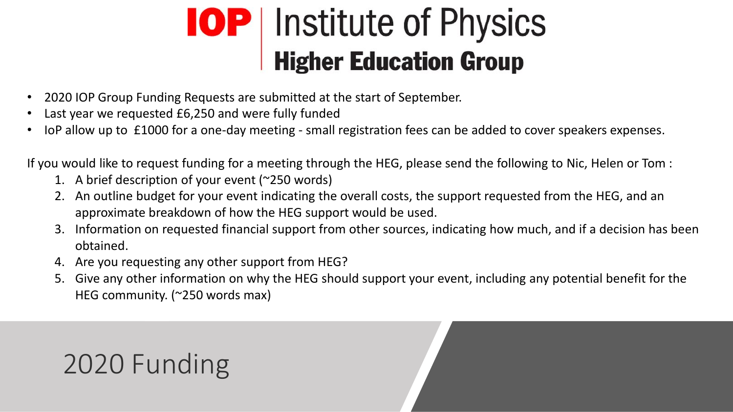# IOP | Institute of Physics
## Higher Education Group

- 2020 IOP Group Funding Requests are submitted at the start of September.
- Last year we requested £6,250 and were fully funded
- IoP allow up to £1000 for a one-day meeting - small registration fees can be added to cover speakers expenses.

If you would like to request funding for a meeting through the HEG, please send the following to Nic, Helen or Tom :

1. A brief description of your event (~250 words)
2. An outline budget for your event indicating the overall costs, the support requested from the HEG, and an approximate breakdown of how the HEG support would be used.
3. Information on requested financial support from other sources, indicating how much, and if a decision has been obtained.
4. Are you requesting any other support from HEG?
5. Give any other information on why the HEG should support your event, including any potential benefit for the HEG community. (~250 words max)

# 2020 Funding